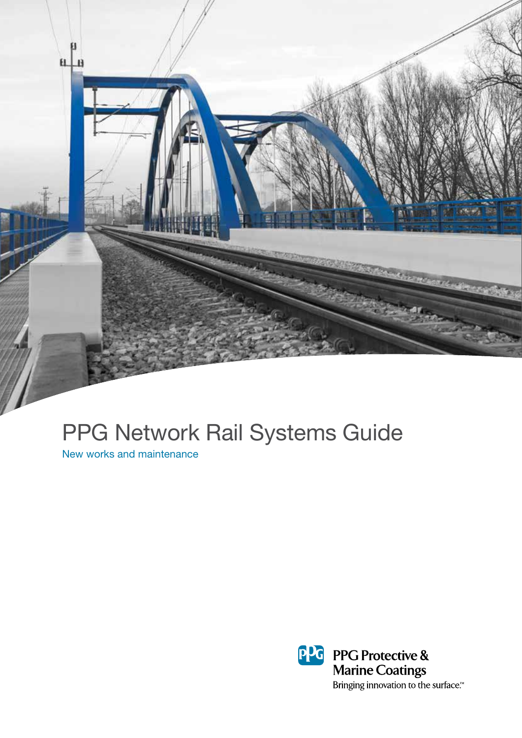# PPG Network Rail Systems Guide

New works and maintenance

PPG Protective & Marine Coatings

Bringing innovation to the surface.™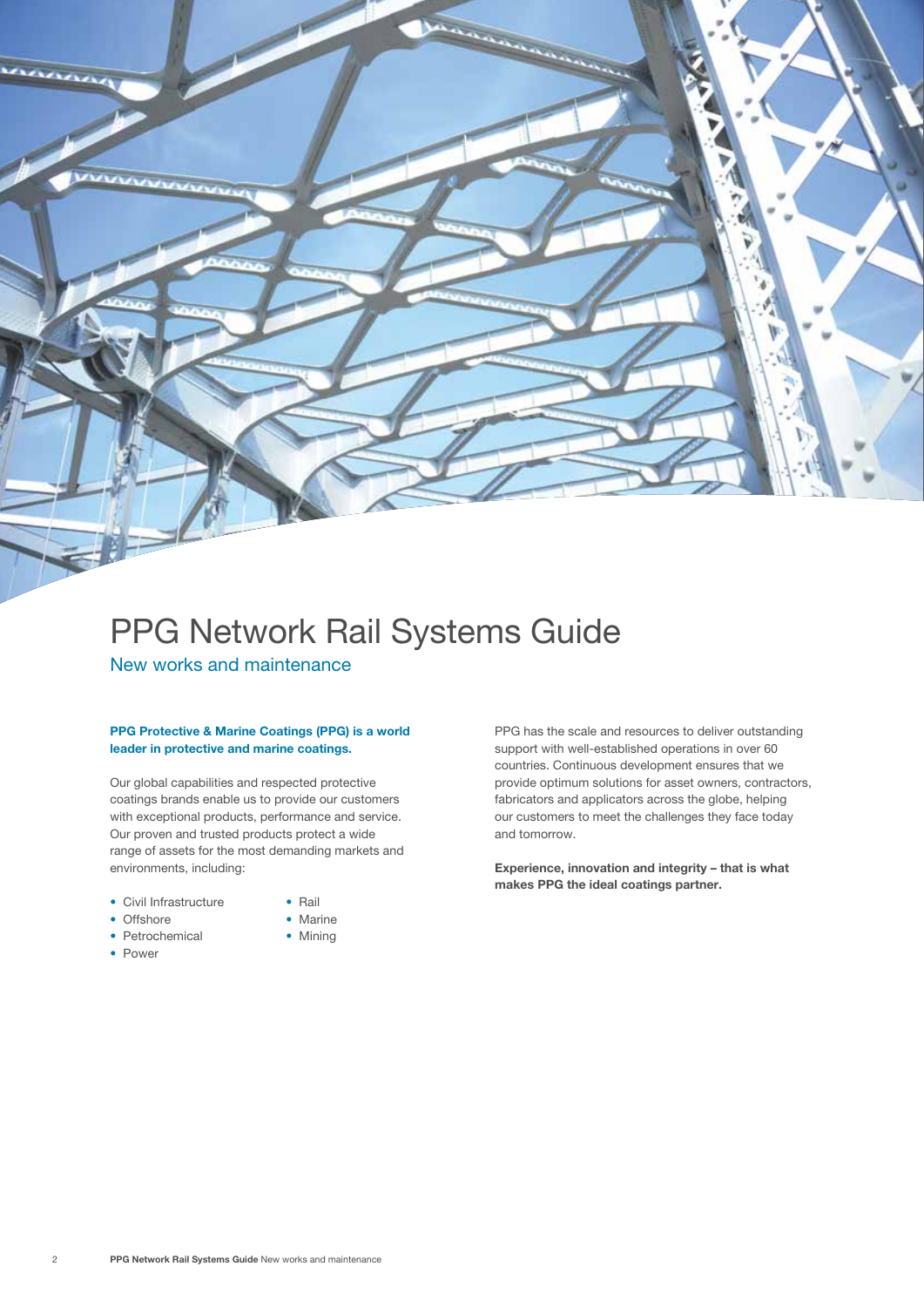# PPG Network Rail Systems Guide

## New works and maintenance

**PPG Protective & Marine Coatings (PPG) is a world leader in protective and marine coatings.**

Our global capabilities and respected protective coatings brands enable us to provide our customers with exceptional products, performance and service. Our proven and trusted products protect a wide range of assets for the most demanding markets and environments, including:

- Civil Infrastructure
- Offshore
- Petrochemical
- Power
- Rail
- Marine
- Mining

PPG has the scale and resources to deliver outstanding support with well-established operations in over 60 countries. Continuous development ensures that we provide optimum solutions for asset owners, contractors, fabricators and applicators across the globe, helping our customers to meet the challenges they face today and tomorrow.

**Experience, innovation and integrity – that is what makes PPG the ideal coatings partner.**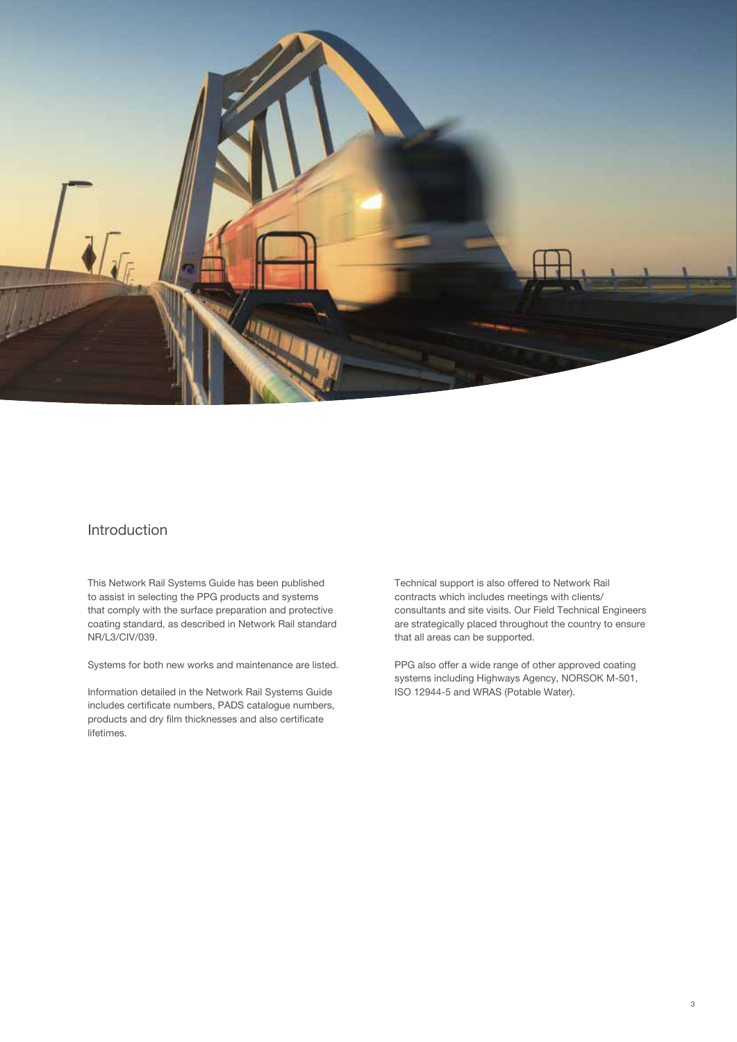## Introduction

This Network Rail Systems Guide has been published to assist in selecting the PPG products and systems that comply with the surface preparation and protective coating standard, as described in Network Rail standard NR/L3/CIV/039.

Systems for both new works and maintenance are listed.

Information detailed in the Network Rail Systems Guide includes certificate numbers, PADS catalogue numbers, products and dry film thicknesses and also certificate lifetimes.

Technical support is also offered to Network Rail contracts which includes meetings with clients/ consultants and site visits. Our Field Technical Engineers are strategically placed throughout the country to ensure that all areas can be supported.

PPG also offer a wide range of other approved coating systems including Highways Agency, NORSOK M-501, ISO 12944-5 and WRAS (Potable Water).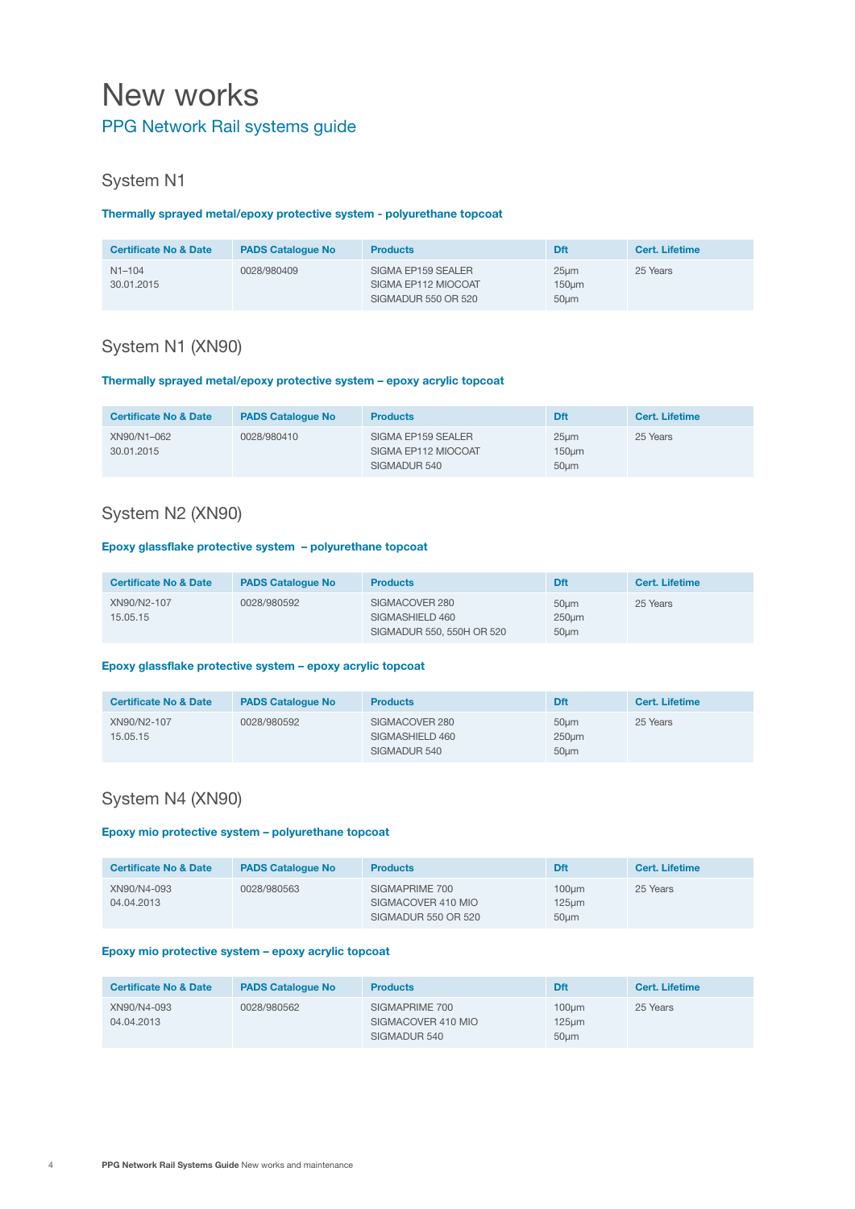# New works

## PPG Network Rail systems guide

### System N1

**Thermally sprayed metal/epoxy protective system - polyurethane topcoat**

| Certificate No & Date | PADS Catalogue No | Products | Dft | Cert. Lifetime |
|---|---|---|---|---|
| N1–104<br>30.01.2015 | 0028/980409 | SIGMA EP159 SEALER<br>SIGMA EP112 MIOCOAT<br>SIGMADUR 550 OR 520 | 25µm<br>150µm<br>50µm | 25 Years |

### System N1 (XN90)

**Thermally sprayed metal/epoxy protective system – epoxy acrylic topcoat**

| Certificate No & Date | PADS Catalogue No | Products | Dft | Cert. Lifetime |
|---|---|---|---|---|
| XN90/N1–062<br>30.01.2015 | 0028/980410 | SIGMA EP159 SEALER<br>SIGMA EP112 MIOCOAT<br>SIGMADUR 540 | 25µm<br>150µm<br>50µm | 25 Years |

### System N2 (XN90)

**Epoxy glassflake protective system – polyurethane topcoat**

| Certificate No & Date | PADS Catalogue No | Products | Dft | Cert. Lifetime |
|---|---|---|---|---|
| XN90/N2-107<br>15.05.15 | 0028/980592 | SIGMACOVER 280<br>SIGMASHIELD 460<br>SIGMADUR 550, 550H OR 520 | 50µm<br>250µm<br>50µm | 25 Years |

**Epoxy glassflake protective system – epoxy acrylic topcoat**

| Certificate No & Date | PADS Catalogue No | Products | Dft | Cert. Lifetime |
|---|---|---|---|---|
| XN90/N2-107<br>15.05.15 | 0028/980592 | SIGMACOVER 280<br>SIGMASHIELD 460<br>SIGMADUR 540 | 50µm<br>250µm<br>50µm | 25 Years |

### System N4 (XN90)

**Epoxy mio protective system – polyurethane topcoat**

| Certificate No & Date | PADS Catalogue No | Products | Dft | Cert. Lifetime |
|---|---|---|---|---|
| XN90/N4-093<br>04.04.2013 | 0028/980563 | SIGMAPRIME 700<br>SIGMACOVER 410 MIO<br>SIGMADUR 550 OR 520 | 100µm<br>125µm<br>50µm | 25 Years |

**Epoxy mio protective system – epoxy acrylic topcoat**

| Certificate No & Date | PADS Catalogue No | Products | Dft | Cert. Lifetime |
|---|---|---|---|---|
| XN90/N4-093<br>04.04.2013 | 0028/980562 | SIGMAPRIME 700<br>SIGMACOVER 410 MIO<br>SIGMADUR 540 | 100µm<br>125µm<br>50µm | 25 Years |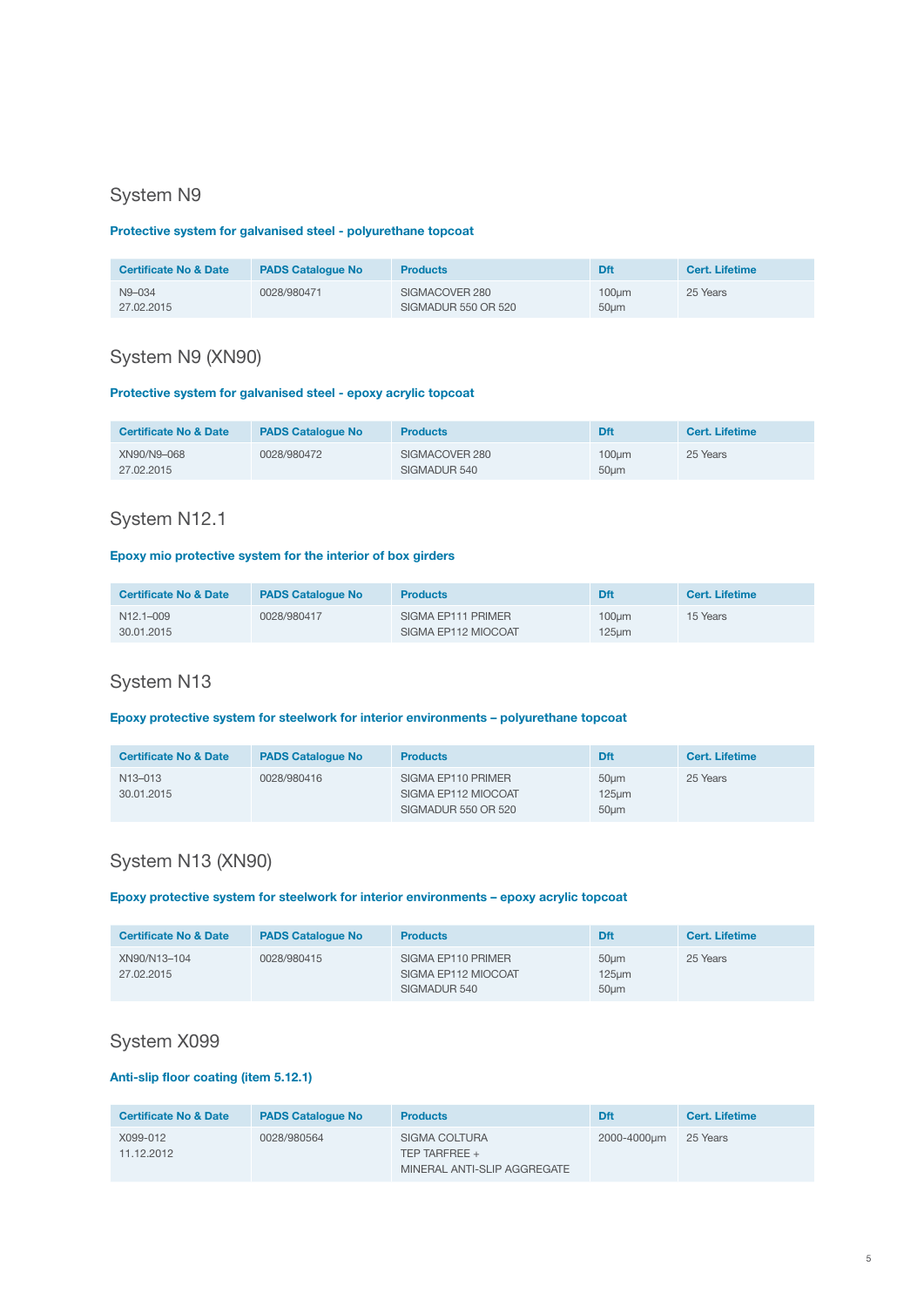## System N9

**Protective system for galvanised steel - polyurethane topcoat**

| Certificate No & Date | PADS Catalogue No | Products | Dft | Cert. Lifetime |
|---|---|---|---|---|
| N9–034<br>27.02.2015 | 0028/980471 | SIGMACOVER 280<br>SIGMADUR 550 OR 520 | 100µm<br>50µm | 25 Years |

## System N9 (XN90)

**Protective system for galvanised steel - epoxy acrylic topcoat**

| Certificate No & Date | PADS Catalogue No | Products | Dft | Cert. Lifetime |
|---|---|---|---|---|
| XN90/N9–068<br>27.02.2015 | 0028/980472 | SIGMACOVER 280<br>SIGMADUR 540 | 100µm<br>50µm | 25 Years |

## System N12.1

**Epoxy mio protective system for the interior of box girders**

| Certificate No & Date | PADS Catalogue No | Products | Dft | Cert. Lifetime |
|---|---|---|---|---|
| N12.1–009<br>30.01.2015 | 0028/980417 | SIGMA EP111 PRIMER<br>SIGMA EP112 MIOCOAT | 100µm<br>125µm | 15 Years |

## System N13

**Epoxy protective system for steelwork for interior environments – polyurethane topcoat**

| Certificate No & Date | PADS Catalogue No | Products | Dft | Cert. Lifetime |
|---|---|---|---|---|
| N13–013<br>30.01.2015 | 0028/980416 | SIGMA EP110 PRIMER<br>SIGMA EP112 MIOCOAT<br>SIGMADUR 550 OR 520 | 50µm<br>125µm<br>50µm | 25 Years |

## System N13 (XN90)

**Epoxy protective system for steelwork for interior environments – epoxy acrylic topcoat**

| Certificate No & Date | PADS Catalogue No | Products | Dft | Cert. Lifetime |
|---|---|---|---|---|
| XN90/N13–104<br>27.02.2015 | 0028/980415 | SIGMA EP110 PRIMER<br>SIGMA EP112 MIOCOAT<br>SIGMADUR 540 | 50µm<br>125µm<br>50µm | 25 Years |

## System X099

**Anti-slip floor coating (item 5.12.1)**

| Certificate No & Date | PADS Catalogue No | Products | Dft | Cert. Lifetime |
|---|---|---|---|---|
| X099-012<br>11.12.2012 | 0028/980564 | SIGMA COLTURA<br>TEP TARFREE +<br>MINERAL ANTI-SLIP AGGREGATE | 2000-4000µm | 25 Years |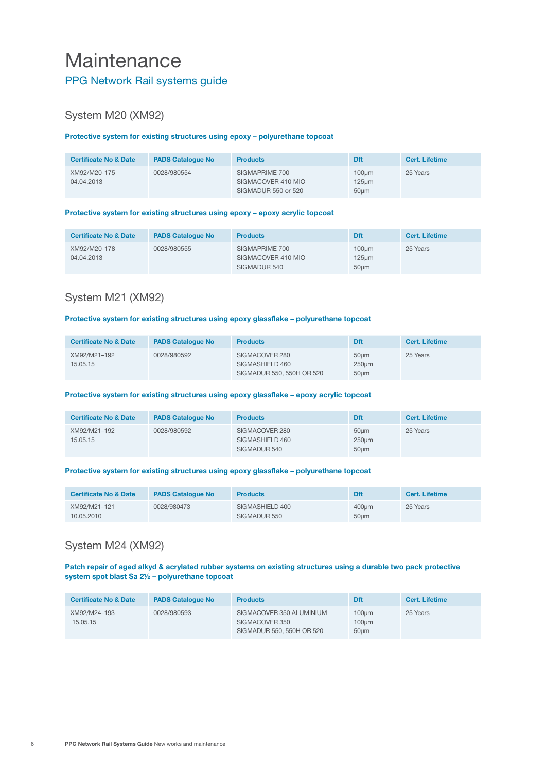# Maintenance

## PPG Network Rail systems guide

### System M20 (XM92)

**Protective system for existing structures using epoxy – polyurethane topcoat**

| Certificate No & Date | PADS Catalogue No | Products | Dft | Cert. Lifetime |
|---|---|---|---|---|
| XM92/M20-175<br>04.04.2013 | 0028/980554 | SIGMAPRIME 700<br>SIGMACOVER 410 MIO<br>SIGMADUR 550 or 520 | 100µm<br>125µm<br>50µm | 25 Years |

**Protective system for existing structures using epoxy – epoxy acrylic topcoat**

| Certificate No & Date | PADS Catalogue No | Products | Dft | Cert. Lifetime |
|---|---|---|---|---|
| XM92/M20-178<br>04.04.2013 | 0028/980555 | SIGMAPRIME 700<br>SIGMACOVER 410 MIO<br>SIGMADUR 540 | 100µm<br>125µm<br>50µm | 25 Years |

### System M21 (XM92)

**Protective system for existing structures using epoxy glassflake – polyurethane topcoat**

| Certificate No & Date | PADS Catalogue No | Products | Dft | Cert. Lifetime |
|---|---|---|---|---|
| XM92/M21–192<br>15.05.15 | 0028/980592 | SIGMACOVER 280<br>SIGMASHIELD 460<br>SIGMADUR 550, 550H OR 520 | 50µm<br>250µm<br>50µm | 25 Years |

**Protective system for existing structures using epoxy glassflake – epoxy acrylic topcoat**

| Certificate No & Date | PADS Catalogue No | Products | Dft | Cert. Lifetime |
|---|---|---|---|---|
| XM92/M21–192<br>15.05.15 | 0028/980592 | SIGMACOVER 280<br>SIGMASHIELD 460<br>SIGMADUR 540 | 50µm<br>250µm<br>50µm | 25 Years |

**Protective system for existing structures using epoxy glassflake – polyurethane topcoat**

| Certificate No & Date | PADS Catalogue No | Products | Dft | Cert. Lifetime |
|---|---|---|---|---|
| XM92/M21–121<br>10.05.2010 | 0028/980473 | SIGMASHIELD 400<br>SIGMADUR 550 | 400µm<br>50µm | 25 Years |

### System M24 (XM92)

**Patch repair of aged alkyd & acrylated rubber systems on existing structures using a durable two pack protective system spot blast Sa 2½ – polyurethane topcoat**

| Certificate No & Date | PADS Catalogue No | Products | Dft | Cert. Lifetime |
|---|---|---|---|---|
| XM92/M24–193<br>15.05.15 | 0028/980593 | SIGMACOVER 350 ALUMINIUM<br>SIGMACOVER 350<br>SIGMADUR 550, 550H OR 520 | 100µm<br>100µm<br>50µm | 25 Years |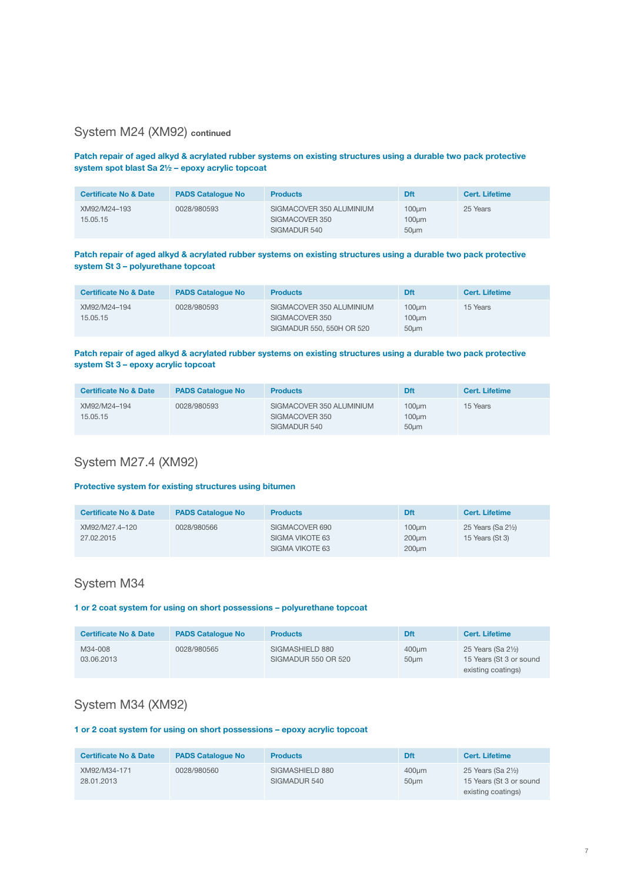## System M24 (XM92) continued

**Patch repair of aged alkyd & acrylated rubber systems on existing structures using a durable two pack protective system spot blast Sa 2½ – epoxy acrylic topcoat**

| Certificate No & Date | PADS Catalogue No | Products | Dft | Cert. Lifetime |
|---|---|---|---|---|
| XM92/M24–193<br>15.05.15 | 0028/980593 | SIGMACOVER 350 ALUMINIUM<br>SIGMACOVER 350<br>SIGMADUR 540 | 100µm<br>100µm<br>50µm | 25 Years |

**Patch repair of aged alkyd & acrylated rubber systems on existing structures using a durable two pack protective system St 3 – polyurethane topcoat**

| Certificate No & Date | PADS Catalogue No | Products | Dft | Cert. Lifetime |
|---|---|---|---|---|
| XM92/M24–194<br>15.05.15 | 0028/980593 | SIGMACOVER 350 ALUMINIUM<br>SIGMACOVER 350<br>SIGMADUR 550, 550H OR 520 | 100µm<br>100µm<br>50µm | 15 Years |

**Patch repair of aged alkyd & acrylated rubber systems on existing structures using a durable two pack protective system St 3 – epoxy acrylic topcoat**

| Certificate No & Date | PADS Catalogue No | Products | Dft | Cert. Lifetime |
|---|---|---|---|---|
| XM92/M24–194<br>15.05.15 | 0028/980593 | SIGMACOVER 350 ALUMINIUM<br>SIGMACOVER 350<br>SIGMADUR 540 | 100µm<br>100µm<br>50µm | 15 Years |

## System M27.4 (XM92)

**Protective system for existing structures using bitumen**

| Certificate No & Date | PADS Catalogue No | Products | Dft | Cert. Lifetime |
|---|---|---|---|---|
| XM92/M27.4–120<br>27.02.2015 | 0028/980566 | SIGMACOVER 690<br>SIGMA VIKOTE 63<br>SIGMA VIKOTE 63 | 100µm<br>200µm<br>200µm | 25 Years (Sa 2½)<br>15 Years (St 3) |

## System M34

**1 or 2 coat system for using on short possessions – polyurethane topcoat**

| Certificate No & Date | PADS Catalogue No | Products | Dft | Cert. Lifetime |
|---|---|---|---|---|
| M34-008<br>03.06.2013 | 0028/980565 | SIGMASHIELD 880<br>SIGMADUR 550 OR 520 | 400µm<br>50µm | 25 Years (Sa 2½)<br>15 Years (St 3 or sound existing coatings) |

## System M34 (XM92)

**1 or 2 coat system for using on short possessions – epoxy acrylic topcoat**

| Certificate No & Date | PADS Catalogue No | Products | Dft | Cert. Lifetime |
|---|---|---|---|---|
| XM92/M34-171<br>28.01.2013 | 0028/980560 | SIGMASHIELD 880<br>SIGMADUR 540 | 400µm<br>50µm | 25 Years (Sa 2½)<br>15 Years (St 3 or sound existing coatings) |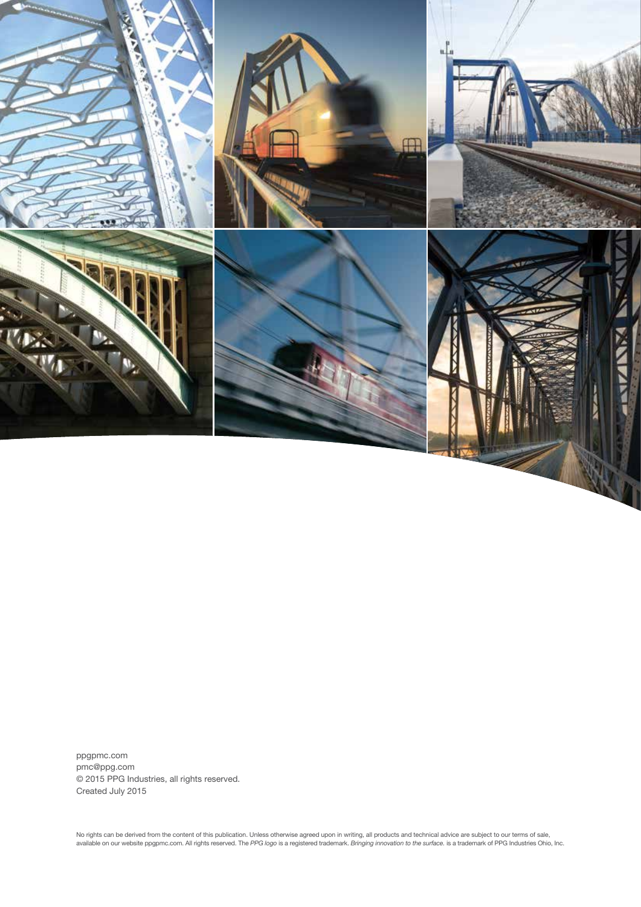ppgpmc.com
pmc@ppg.com
© 2015 PPG Industries, all rights reserved.
Created July 2015

No rights can be derived from the content of this publication. Unless otherwise agreed upon in writing, all products and technical advice are subject to our terms of sale, available on our website ppgpmc.com. All rights reserved. The *PPG logo* is a registered trademark. *Bringing innovation to the surface.* is a trademark of PPG Industries Ohio, Inc.